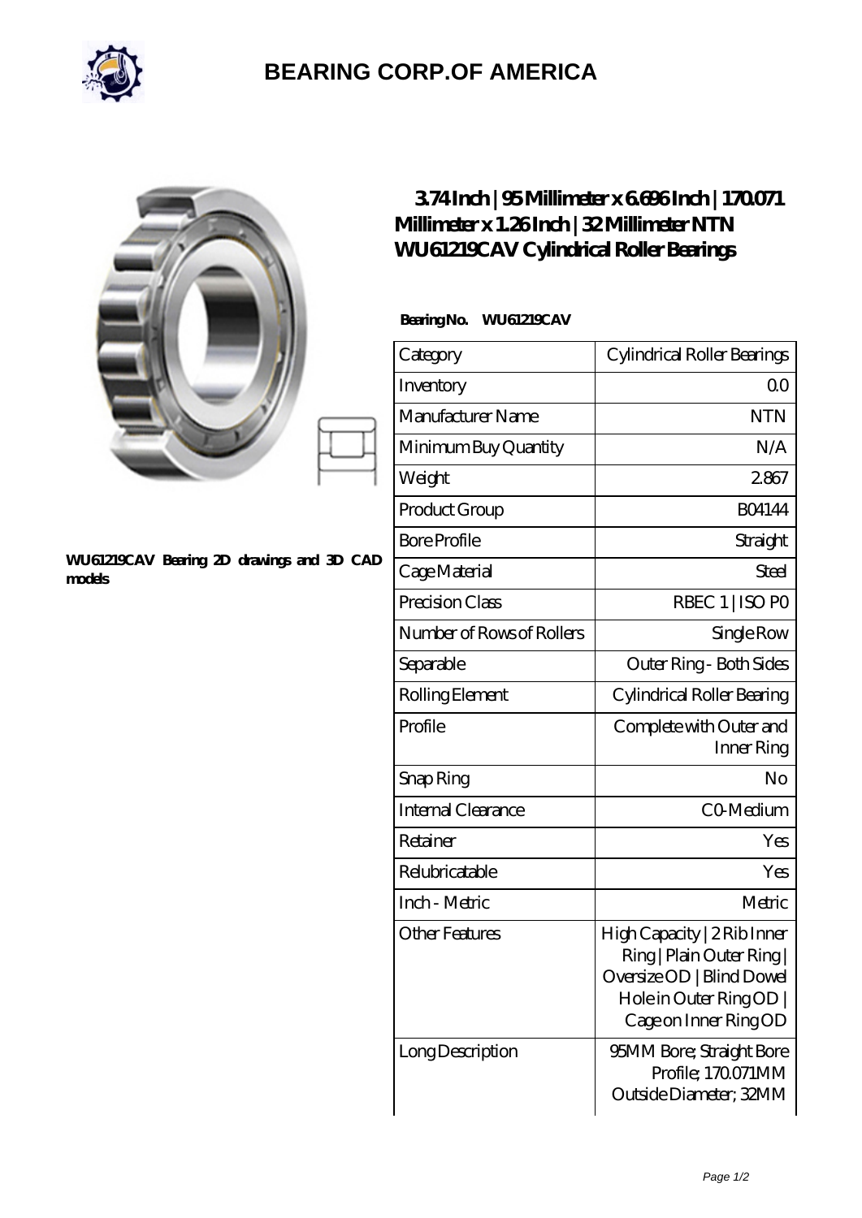# BEARING CORP.OF AMERICA

WU61219CAV Bearing 2D drawings and 3D CAD models

## 3.74 Inch | 95 Millimeter x 6.696 Inch | 170.071 Millimeter x 1.26 Inch | 32 Millimeter NTN WU61219CAV Cylindrical Roller Bearings

**Bearing No. WU61219CAV**

| Category | Cylindrical Roller Bearings |
| --- | --- |
| Inventory | 0.0 |
| Manufacturer Name | NTN |
| Minimum Buy Quantity | N/A |
| Weight | 2.867 |
| Product Group | B04144 |
| Bore Profile | Straight |
| Cage Material | Steel |
| Precision Class | RBEC 1 \| ISO P0 |
| Number of Rows of Rollers | Single Row |
| Separable | Outer Ring - Both Sides |
| Rolling Element | Cylindrical Roller Bearing |
| Profile | Complete with Outer and Inner Ring |
| Snap Ring | No |
| Internal Clearance | C0-Medium |
| Retainer | Yes |
| Relubricatable | Yes |
| Inch - Metric | Metric |
| Other Features | High Capacity \| 2 Rib Inner Ring \| Plain Outer Ring \| Oversize OD \| Blind Dowel Hole in Outer Ring OD \| Cage on Inner Ring OD |
| Long Description | 95MM Bore; Straight Bore Profile; 170.071MM Outside Diameter; 32MM |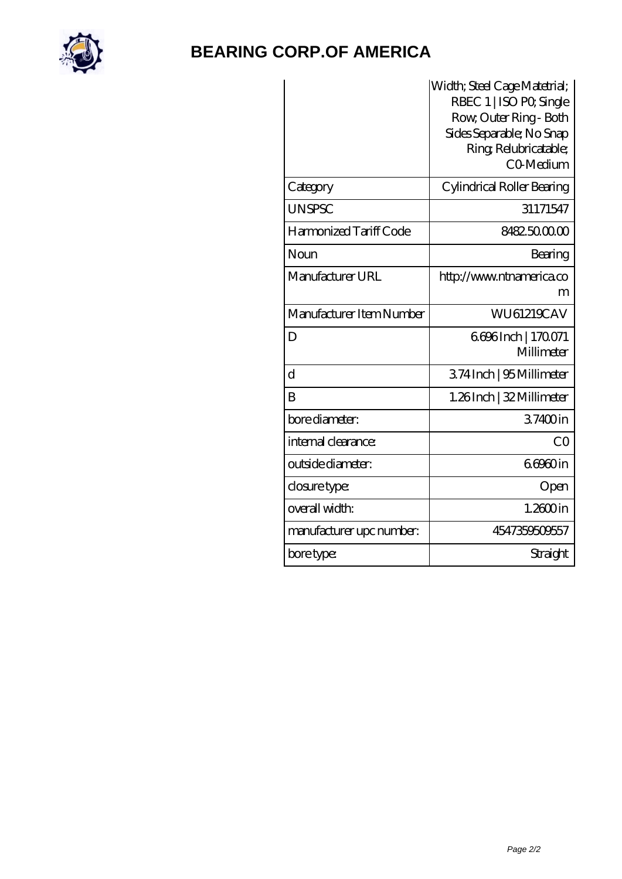| | |
|---|---|
| | Width; Steel Cage Matetrial; RBEC 1 \| ISO P0; Single Row; Outer Ring - Both Sides Separable; No Snap Ring; Relubricatable; C0-Medium |
| Category | Cylindrical Roller Bearing |
| UNSPSC | 31171547 |
| Harmonized Tariff Code | 8482.50.00.00 |
| Noun | Bearing |
| Manufacturer URL | http://www.ntnamerica.com |
| Manufacturer Item Number | WU61219CAV |
| D | 6.696 Inch \| 170.071 Millimeter |
| d | 3.74 Inch \| 95 Millimeter |
| B | 1.26 Inch \| 32 Millimeter |
| bore diameter: | 3.7400 in |
| internal clearance: | C0 |
| outside diameter: | 6.6960 in |
| closure type: | Open |
| overall width: | 1.2600 in |
| manufacturer upc number: | 4547359509557 |
| bore type: | Straight |